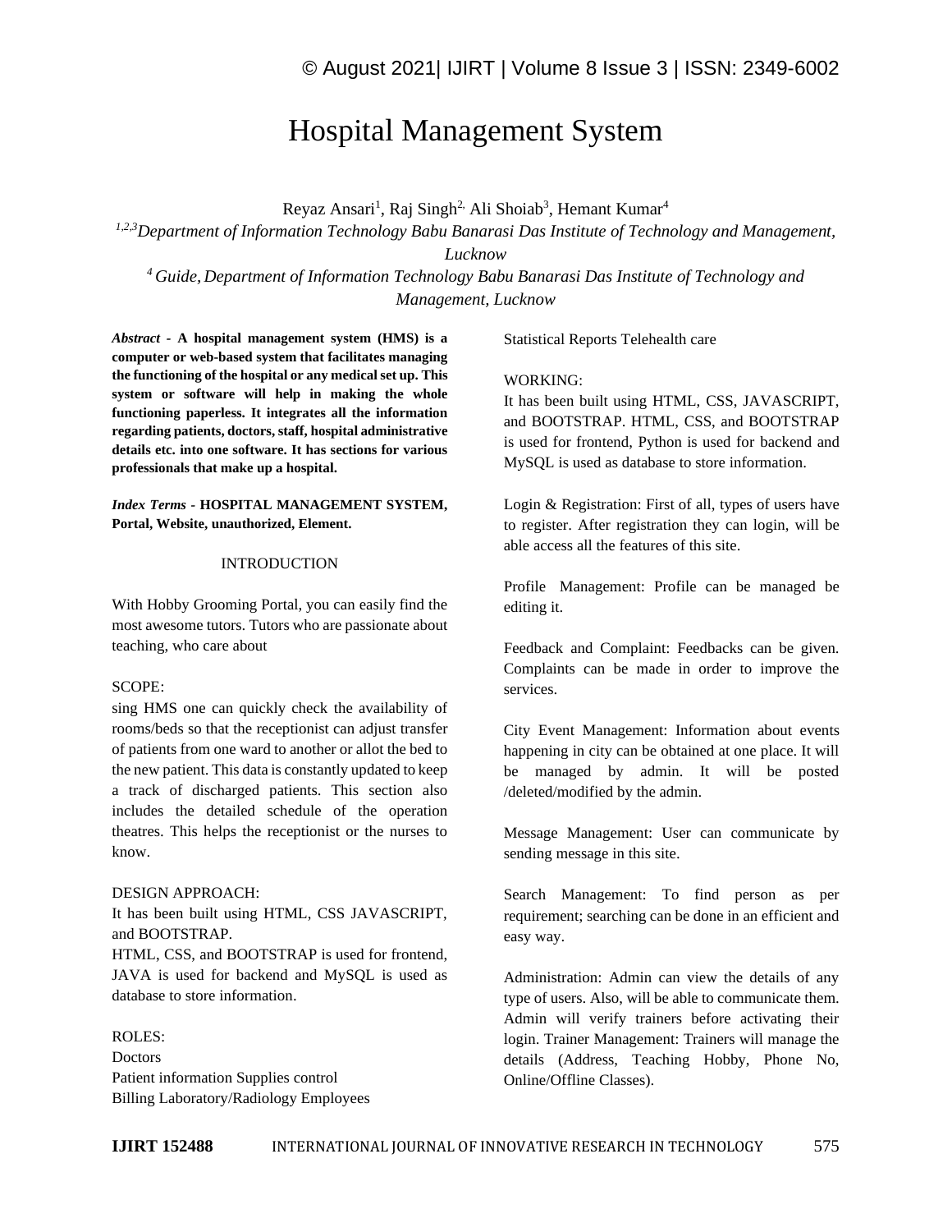# Hospital Management System

Reyaz Ansari[1], Raj Singh[2], Ali Shoiab[3], Hemant Kumar[4]

[1,2,3]*Department of Information Technology Babu Banarasi Das Institute of Technology and Management, Lucknow*

[4] *Guide, Department of Information Technology Babu Banarasi Das Institute of Technology and Management, Lucknow*

***Abstract* - A hospital management system (HMS) is a computer or web-based system that facilitates managing the functioning of the hospital or any medical set up. This system or software will help in making the whole functioning paperless. It integrates all the information regarding patients, doctors, staff, hospital administrative details etc. into one software. It has sections for various professionals that make up a hospital.**

***Index Terms* - HOSPITAL MANAGEMENT SYSTEM, Portal, Website, unauthorized, Element.**

## INTRODUCTION

With Hobby Grooming Portal, you can easily find the most awesome tutors. Tutors who are passionate about teaching, who care about

SCOPE:

sing HMS one can quickly check the availability of rooms/beds so that the receptionist can adjust transfer of patients from one ward to another or allot the bed to the new patient. This data is constantly updated to keep a track of discharged patients. This section also includes the detailed schedule of the operation theatres. This helps the receptionist or the nurses to know.

DESIGN APPROACH:

It has been built using HTML, CSS JAVASCRIPT, and BOOTSTRAP.

HTML, CSS, and BOOTSTRAP is used for frontend, JAVA is used for backend and MySQL is used as database to store information.

ROLES:

Doctors

Patient information Supplies control

Billing Laboratory/Radiology Employees

Statistical Reports Telehealth care

WORKING:

It has been built using HTML, CSS, JAVASCRIPT, and BOOTSTRAP. HTML, CSS, and BOOTSTRAP is used for frontend, Python is used for backend and MySQL is used as database to store information.

Login & Registration: First of all, types of users have to register. After registration they can login, will be able access all the features of this site.

Profile Management: Profile can be managed be editing it.

Feedback and Complaint: Feedbacks can be given. Complaints can be made in order to improve the services.

City Event Management: Information about events happening in city can be obtained at one place. It will be managed by admin. It will be posted /deleted/modified by the admin.

Message Management: User can communicate by sending message in this site.

Search Management: To find person as per requirement; searching can be done in an efficient and easy way.

Administration: Admin can view the details of any type of users. Also, will be able to communicate them. Admin will verify trainers before activating their login. Trainer Management: Trainers will manage the details (Address, Teaching Hobby, Phone No, Online/Offline Classes).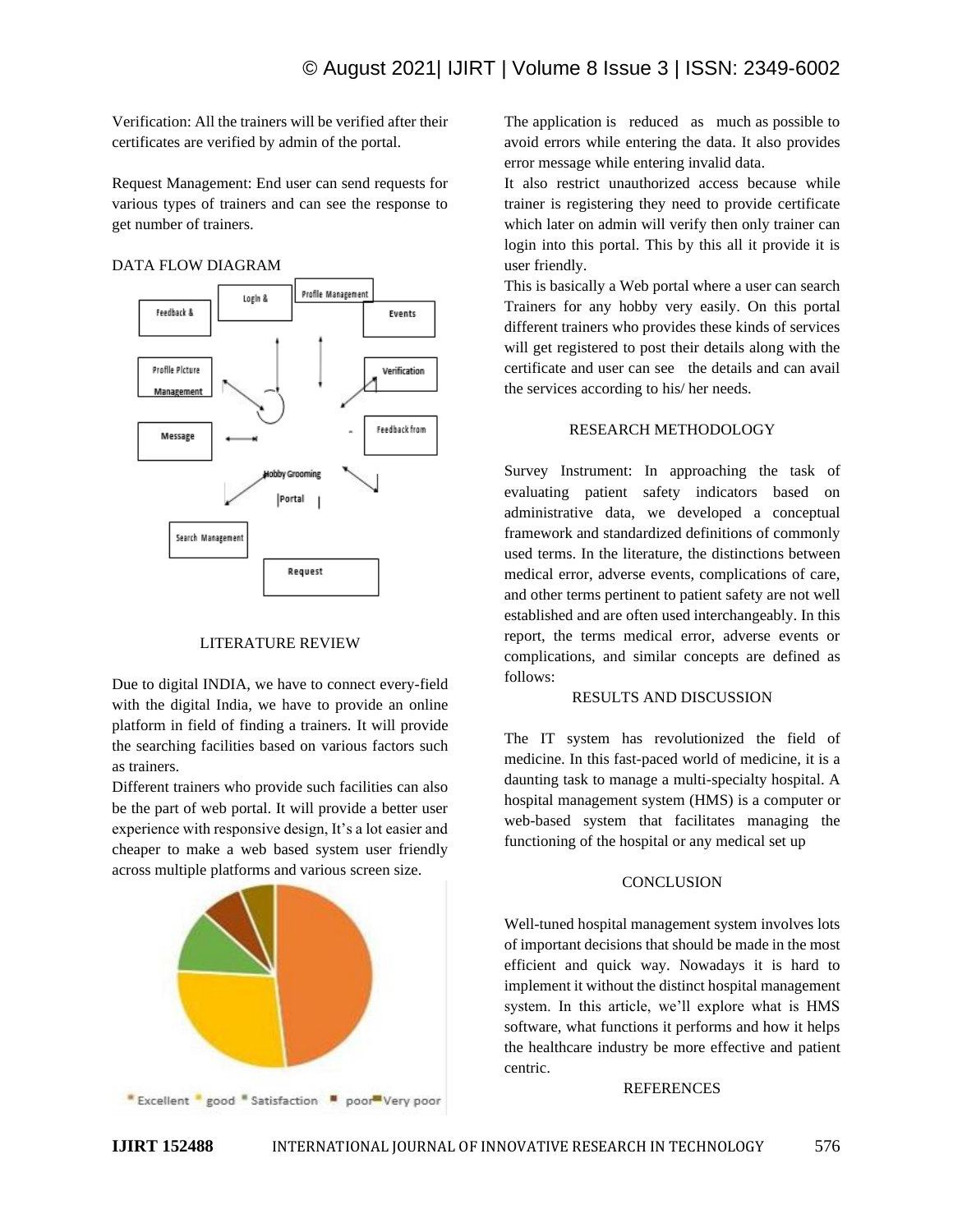Verification: All the trainers will be verified after their certificates are verified by admin of the portal.

Request Management: End user can send requests for various types of trainers and can see the response to get number of trainers.

DATA FLOW DIAGRAM

## LITERATURE REVIEW

Due to digital INDIA, we have to connect every-field with the digital India, we have to provide an online platform in field of finding a trainers. It will provide the searching facilities based on various factors such as trainers.

Different trainers who provide such facilities can also be the part of web portal. It will provide a better user experience with responsive design, It's a lot easier and cheaper to make a web based system user friendly across multiple platforms and various screen size.

The application is reduced as much as possible to avoid errors while entering the data. It also provides error message while entering invalid data.

It also restrict unauthorized access because while trainer is registering they need to provide certificate which later on admin will verify then only trainer can login into this portal. This by this all it provide it is user friendly.

This is basically a Web portal where a user can search Trainers for any hobby very easily. On this portal different trainers who provides these kinds of services will get registered to post their details along with the certificate and user can see the details and can avail the services according to his/ her needs.

## RESEARCH METHODOLOGY

Survey Instrument: In approaching the task of evaluating patient safety indicators based on administrative data, we developed a conceptual framework and standardized definitions of commonly used terms. In the literature, the distinctions between medical error, adverse events, complications of care, and other terms pertinent to patient safety are not well established and are often used interchangeably. In this report, the terms medical error, adverse events or complications, and similar concepts are defined as follows:

## RESULTS AND DISCUSSION

The IT system has revolutionized the field of medicine. In this fast-paced world of medicine, it is a daunting task to manage a multi-specialty hospital. A hospital management system (HMS) is a computer or web-based system that facilitates managing the functioning of the hospital or any medical set up

## CONCLUSION

Well-tuned hospital management system involves lots of important decisions that should be made in the most efficient and quick way. Nowadays it is hard to implement it without the distinct hospital management system. In this article, we'll explore what is HMS software, what functions it performs and how it helps the healthcare industry be more effective and patient centric.

## REFERENCES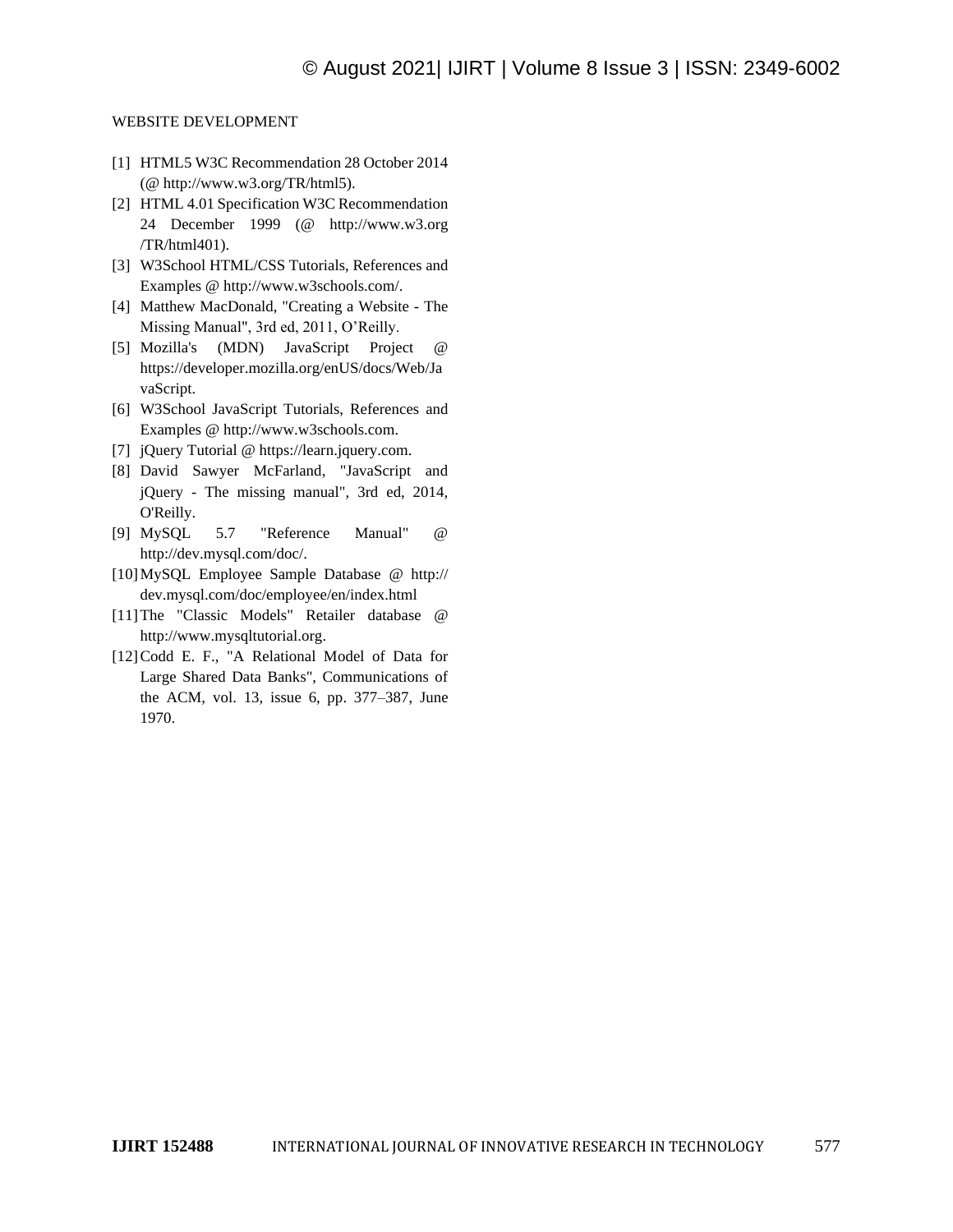WEBSITE DEVELOPMENT

[1] HTML5 W3C Recommendation 28 October 2014 (@ http://www.w3.org/TR/html5).

[2] HTML 4.01 Specification W3C Recommendation 24 December 1999 (@ http://www.w3.org /TR/html401).

[3] W3School HTML/CSS Tutorials, References and Examples @ http://www.w3schools.com/.

[4] Matthew MacDonald, "Creating a Website - The Missing Manual", 3rd ed, 2011, O'Reilly.

[5] Mozilla's (MDN) JavaScript Project @ https://developer.mozilla.org/enUS/docs/Web/JavaScript.

[6] W3School JavaScript Tutorials, References and Examples @ http://www.w3schools.com.

[7] jQuery Tutorial @ https://learn.jquery.com.

[8] David Sawyer McFarland, "JavaScript and jQuery - The missing manual", 3rd ed, 2014, O'Reilly.

[9] MySQL 5.7 "Reference Manual" @ http://dev.mysql.com/doc/.

[10] MySQL Employee Sample Database @ http:// dev.mysql.com/doc/employee/en/index.html

[11] The "Classic Models" Retailer database @ http://www.mysqltutorial.org.

[12] Codd E. F., "A Relational Model of Data for Large Shared Data Banks", Communications of the ACM, vol. 13, issue 6, pp. 377–387, June 1970.